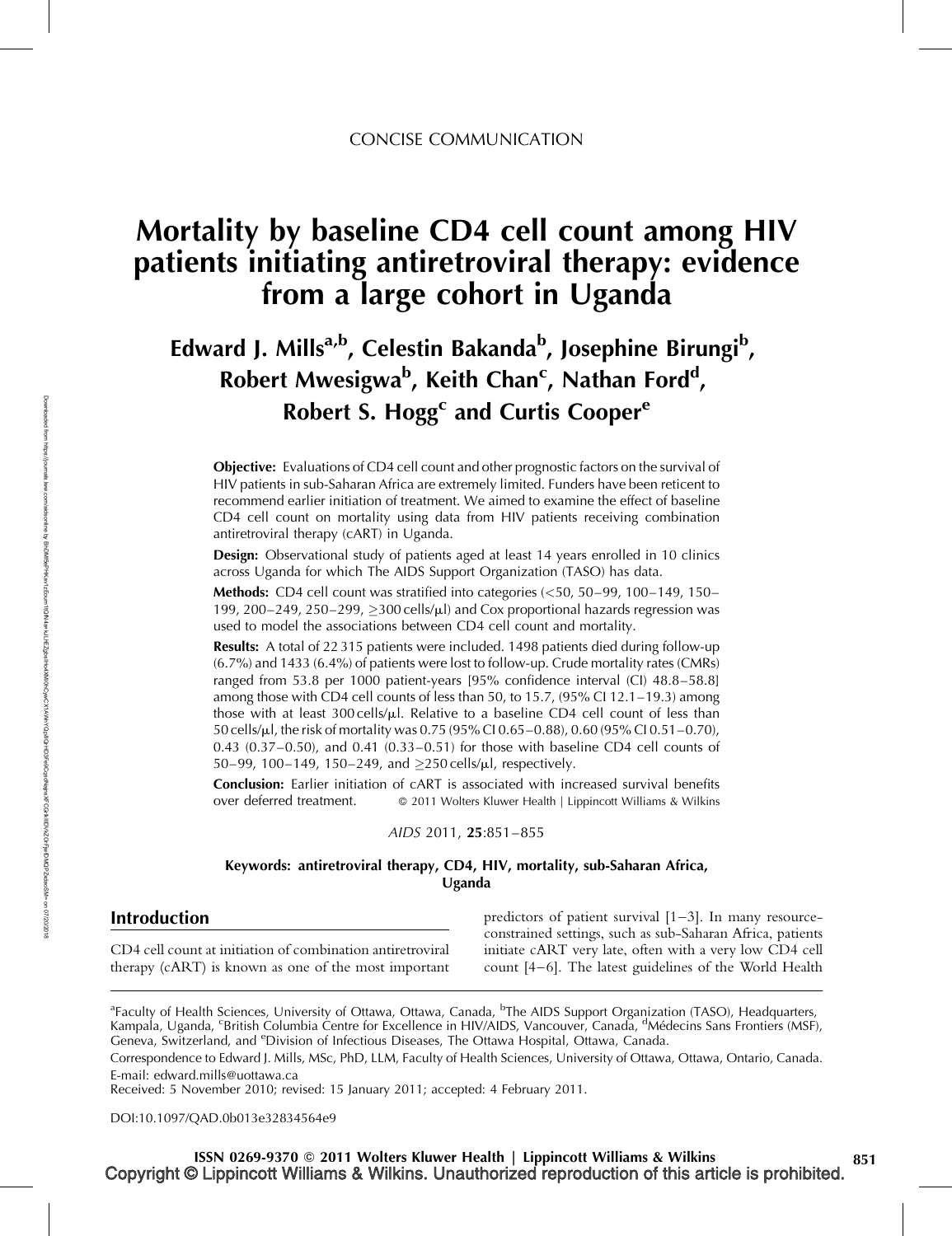CONCISE COMMUNICATION

# Mortality by baseline CD4 cell count among HIV patients initiating antiretroviral therapy: evidence from a large cohort in Uganda

**Edward J. Mills[a,b], Celestin Bakanda[b], Josephine Birungi[b], Robert Mwesigwa[b], Keith Chan[c], Nathan Ford[d], Robert S. Hogg[c] and Curtis Cooper[e]**

**Objective:** Evaluations of CD4 cell count and other prognostic factors on the survival of HIV patients in sub-Saharan Africa are extremely limited. Funders have been reticent to recommend earlier initiation of treatment. We aimed to examine the effect of baseline CD4 cell count on mortality using data from HIV patients receiving combination antiretroviral therapy (cART) in Uganda.

**Design:** Observational study of patients aged at least 14 years enrolled in 10 clinics across Uganda for which The AIDS Support Organization (TASO) has data.

**Methods:** CD4 cell count was stratified into categories (<50, 50–99, 100–149, 150–199, 200–249, 250–299, ≥300 cells/μl) and Cox proportional hazards regression was used to model the associations between CD4 cell count and mortality.

**Results:** A total of 22 315 patients were included. 1498 patients died during follow-up (6.7%) and 1433 (6.4%) of patients were lost to follow-up. Crude mortality rates (CMRs) ranged from 53.8 per 1000 patient-years [95% confidence interval (CI) 48.8–58.8] among those with CD4 cell counts of less than 50, to 15.7, (95% CI 12.1–19.3) among those with at least 300 cells/μl. Relative to a baseline CD4 cell count of less than 50 cells/μl, the risk of mortality was 0.75 (95% CI 0.65–0.88), 0.60 (95% CI 0.51–0.70), 0.43 (0.37–0.50), and 0.41 (0.33–0.51) for those with baseline CD4 cell counts of 50–99, 100–149, 150–249, and ≥250 cells/μl, respectively.

**Conclusion:** Earlier initiation of cART is associated with increased survival benefits over deferred treatment. © 2011 Wolters Kluwer Health | Lippincott Williams & Wilkins

*AIDS* 2011, **25**:851–855

**Keywords: antiretroviral therapy, CD4, HIV, mortality, sub-Saharan Africa, Uganda**

## Introduction

CD4 cell count at initiation of combination antiretroviral therapy (cART) is known as one of the most important predictors of patient survival [1–3]. In many resource-constrained settings, such as sub-Saharan Africa, patients initiate cART very late, often with a very low CD4 cell count [4–6]. The latest guidelines of the World Health

[a]Faculty of Health Sciences, University of Ottawa, Ottawa, Canada, [b]The AIDS Support Organization (TASO), Headquarters, Kampala, Uganda, [c]British Columbia Centre for Excellence in HIV/AIDS, Vancouver, Canada, [d]Médecins Sans Frontiers (MSF), Geneva, Switzerland, and [e]Division of Infectious Diseases, The Ottawa Hospital, Ottawa, Canada.

Correspondence to Edward J. Mills, MSc, PhD, LLM, Faculty of Health Sciences, University of Ottawa, Ottawa, Ontario, Canada.
E-mail: edward.mills@uottawa.ca

Received: 5 November 2010; revised: 15 January 2011; accepted: 4 February 2011.

DOI:10.1097/QAD.0b013e32834564e9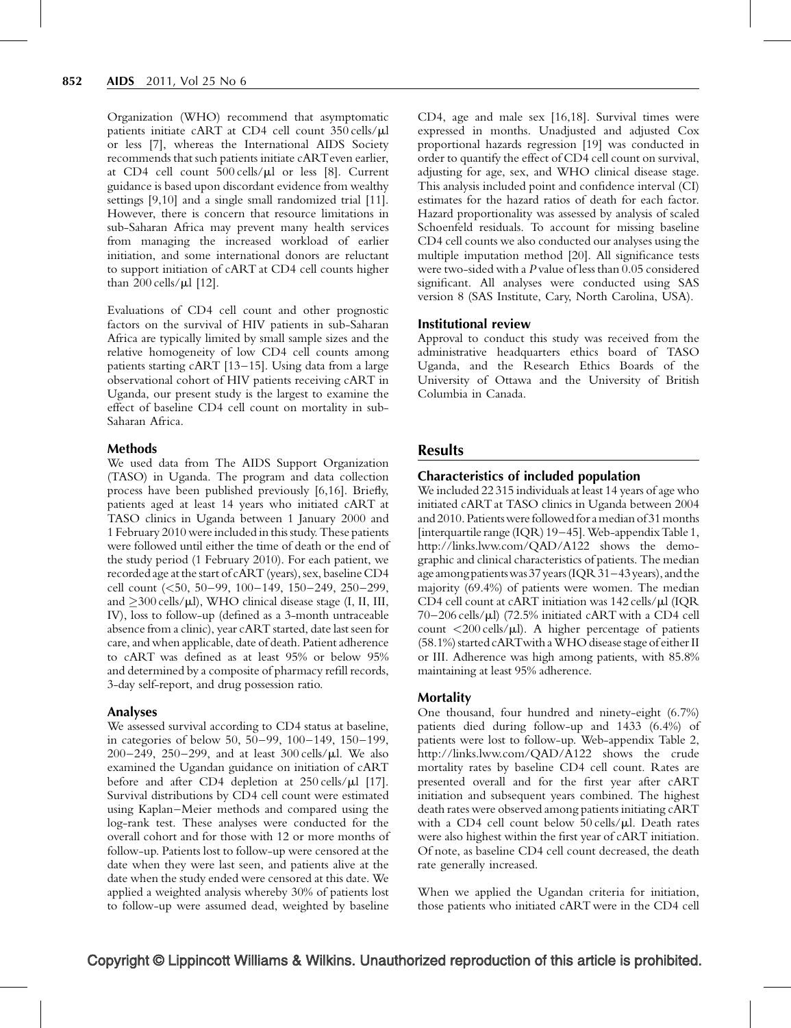Organization (WHO) recommend that asymptomatic patients initiate cART at CD4 cell count 350 cells/μl or less [7], whereas the International AIDS Society recommends that such patients initiate cART even earlier, at CD4 cell count 500 cells/μl or less [8]. Current guidance is based upon discordant evidence from wealthy settings [9,10] and a single small randomized trial [11]. However, there is concern that resource limitations in sub-Saharan Africa may prevent many health services from managing the increased workload of earlier initiation, and some international donors are reluctant to support initiation of cART at CD4 cell counts higher than 200 cells/μl [12].

Evaluations of CD4 cell count and other prognostic factors on the survival of HIV patients in sub-Saharan Africa are typically limited by small sample sizes and the relative homogeneity of low CD4 cell counts among patients starting cART [13–15]. Using data from a large observational cohort of HIV patients receiving cART in Uganda, our present study is the largest to examine the effect of baseline CD4 cell count on mortality in sub-Saharan Africa.

### Methods

We used data from The AIDS Support Organization (TASO) in Uganda. The program and data collection process have been published previously [6,16]. Briefly, patients aged at least 14 years who initiated cART at TASO clinics in Uganda between 1 January 2000 and 1 February 2010 were included in this study. These patients were followed until either the time of death or the end of the study period (1 February 2010). For each patient, we recorded age at the start of cART (years), sex, baseline CD4 cell count (<50, 50–99, 100–149, 150–249, 250–299, and ≥300 cells/μl), WHO clinical disease stage (I, II, III, IV), loss to follow-up (defined as a 3-month untraceable absence from a clinic), year cART started, date last seen for care, and when applicable, date of death. Patient adherence to cART was defined as at least 95% or below 95% and determined by a composite of pharmacy refill records, 3-day self-report, and drug possession ratio.

### Analyses

We assessed survival according to CD4 status at baseline, in categories of below 50, 50–99, 100–149, 150–199, 200–249, 250–299, and at least 300 cells/μl. We also examined the Ugandan guidance on initiation of cART before and after CD4 depletion at 250 cells/μl [17]. Survival distributions by CD4 cell count were estimated using Kaplan–Meier methods and compared using the log-rank test. These analyses were conducted for the overall cohort and for those with 12 or more months of follow-up. Patients lost to follow-up were censored at the date when they were last seen, and patients alive at the date when the study ended were censored at this date. We applied a weighted analysis whereby 30% of patients lost to follow-up were assumed dead, weighted by baseline CD4, age and male sex [16,18]. Survival times were expressed in months. Unadjusted and adjusted Cox proportional hazards regression [19] was conducted in order to quantify the effect of CD4 cell count on survival, adjusting for age, sex, and WHO clinical disease stage. This analysis included point and confidence interval (CI) estimates for the hazard ratios of death for each factor. Hazard proportionality was assessed by analysis of scaled Schoenfeld residuals. To account for missing baseline CD4 cell counts we also conducted our analyses using the multiple imputation method [20]. All significance tests were two-sided with a $P$ value of less than 0.05 considered significant. All analyses were conducted using SAS version 8 (SAS Institute, Cary, North Carolina, USA).

### Institutional review

Approval to conduct this study was received from the administrative headquarters ethics board of TASO Uganda, and the Research Ethics Boards of the University of Ottawa and the University of British Columbia in Canada.

## Results

### Characteristics of included population

We included 22 315 individuals at least 14 years of age who initiated cART at TASO clinics in Uganda between 2004 and 2010. Patients were followed for a median of 31 months [interquartile range (IQR) 19–45]. Web-appendix Table 1, http://links.lww.com/QAD/A122 shows the demographic and clinical characteristics of patients. The median age among patients was 37 years (IQR 31–43 years), and the majority (69.4%) of patients were women. The median CD4 cell count at cART initiation was 142 cells/μl (IQR 70–206 cells/μl) (72.5% initiated cART with a CD4 cell count <200 cells/μl). A higher percentage of patients (58.1%) started cART with a WHO disease stage of either II or III. Adherence was high among patients, with 85.8% maintaining at least 95% adherence.

### Mortality

One thousand, four hundred and ninety-eight (6.7%) patients died during follow-up and 1433 (6.4%) of patients were lost to follow-up. Web-appendix Table 2, http://links.lww.com/QAD/A122 shows the crude mortality rates by baseline CD4 cell count. Rates are presented overall and for the first year after cART initiation and subsequent years combined. The highest death rates were observed among patients initiating cART with a CD4 cell count below 50 cells/μl. Death rates were also highest within the first year of cART initiation. Of note, as baseline CD4 cell count decreased, the death rate generally increased.

When we applied the Ugandan criteria for initiation, those patients who initiated cART were in the CD4 cell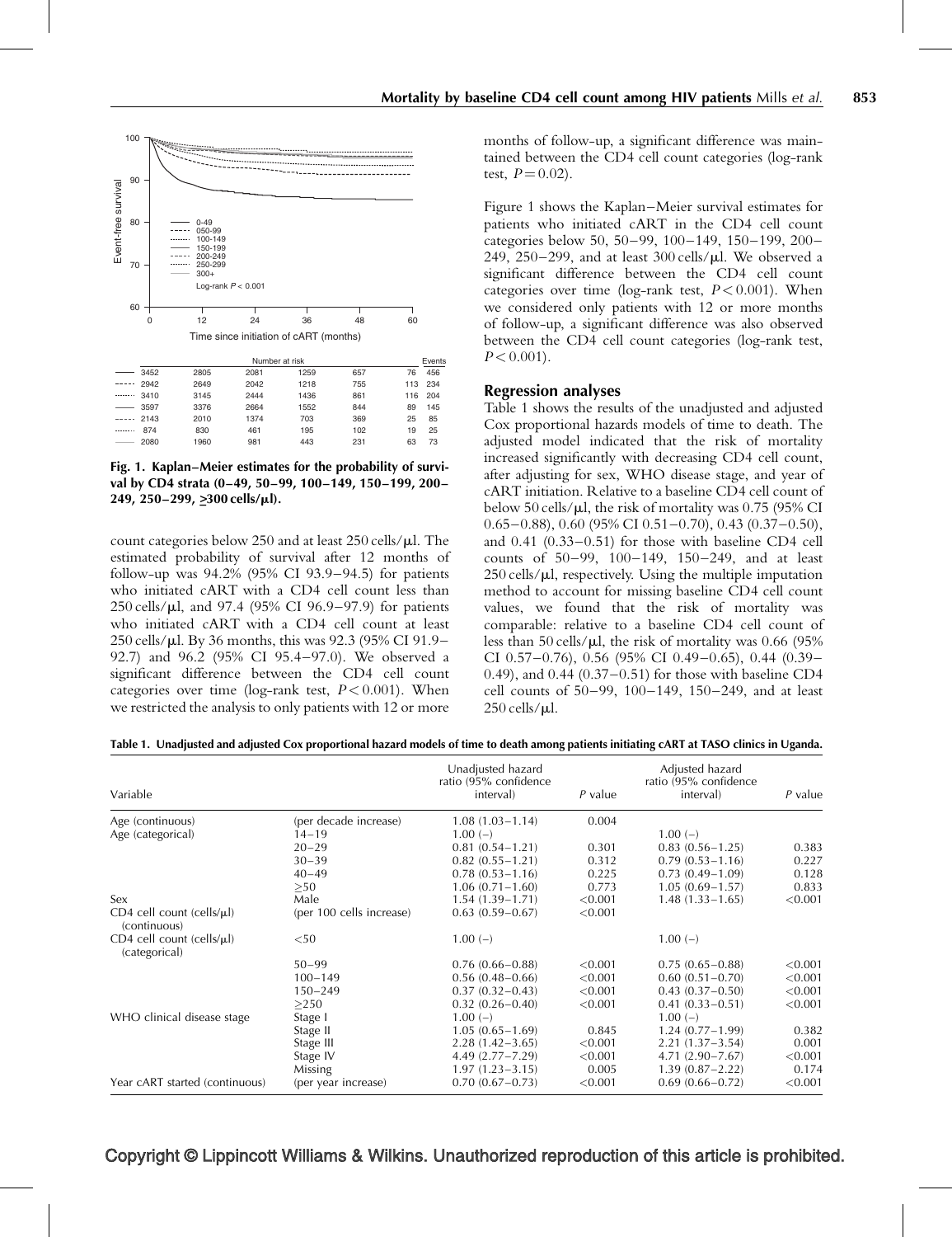| | Number at risk | | | | | Events |
|---|---|---|---|---|---|---|
| 0-49 | 3452 | 2805 | 2081 | 1259 | 657 | 76 | 456 |
| 050-99 | 2942 | 2649 | 2042 | 1218 | 755 | 113 | 234 |
| 100-149 | 3410 | 3145 | 2444 | 1436 | 861 | 116 | 204 |
| 150-199 | 3597 | 3376 | 2664 | 1552 | 844 | 89 | 145 |
| 200-249 | 2143 | 2010 | 1374 | 703 | 369 | 25 | 85 |
| 250-299 | 874 | 830 | 461 | 195 | 102 | 19 | 25 |
| 300+ | 2080 | 1960 | 981 | 443 | 231 | 63 | 73 |

**Fig. 1. Kaplan–Meier estimates for the probability of survival by CD4 strata (0–49, 50–99, 100–149, 150–199, 200–249, 250–299, ≥300 cells/μl).**

count categories below 250 and at least 250 cells/μl. The estimated probability of survival after 12 months of follow-up was 94.2% (95% CI 93.9–94.5) for patients who initiated cART with a CD4 cell count less than 250 cells/μl, and 97.4 (95% CI 96.9–97.9) for patients who initiated cART with a CD4 cell count at least 250 cells/μl. By 36 months, this was 92.3 (95% CI 91.9–92.7) and 96.2 (95% CI 95.4–97.0). We observed a significant difference between the CD4 cell count categories over time (log-rank test, $P < 0.001$). When we restricted the analysis to only patients with 12 or more months of follow-up, a significant difference was maintained between the CD4 cell count categories (log-rank test, $P = 0.02$).

Figure 1 shows the Kaplan–Meier survival estimates for patients who initiated cART in the CD4 cell count categories below 50, 50–99, 100–149, 150–199, 200–249, 250–299, and at least 300 cells/μl. We observed a significant difference between the CD4 cell count categories over time (log-rank test, $P < 0.001$). When we considered only patients with 12 or more months of follow-up, a significant difference was also observed between the CD4 cell count categories (log-rank test, $P < 0.001$).

## Regression analyses

Table 1 shows the results of the unadjusted and adjusted Cox proportional hazards models of time to death. The adjusted model indicated that the risk of mortality increased significantly with decreasing CD4 cell count, after adjusting for sex, WHO disease stage, and year of cART initiation. Relative to a baseline CD4 cell count of below 50 cells/μl, the risk of mortality was 0.75 (95% CI 0.65–0.88), 0.60 (95% CI 0.51–0.70), 0.43 (0.37–0.50), and 0.41 (0.33–0.51) for those with baseline CD4 cell counts of 50–99, 100–149, 150–249, and at least 250 cells/μl, respectively. Using the multiple imputation method to account for missing baseline CD4 cell count values, we found that the risk of mortality was comparable: relative to a baseline CD4 cell count of less than 50 cells/μl, the risk of mortality was 0.66 (95% CI 0.57–0.76), 0.56 (95% CI 0.49–0.65), 0.44 (0.39–0.49), and 0.44 (0.37–0.51) for those with baseline CD4 cell counts of 50–99, 100–149, 150–249, and at least 250 cells/μl.

**Table 1. Unadjusted and adjusted Cox proportional hazard models of time to death among patients initiating cART at TASO clinics in Uganda.**

| Variable | | Unadjusted hazard ratio (95% confidence interval) | P value | Adjusted hazard ratio (95% confidence interval) | P value |
|---|---|---|---|---|---|
| Age (continuous) | (per decade increase) | 1.08 (1.03–1.14) | 0.004 | | |
| Age (categorical) | 14–19 | 1.00 (–) | | 1.00 (–) | |
| | 20–29 | 0.81 (0.54–1.21) | 0.301 | 0.83 (0.56–1.25) | 0.383 |
| | 30–39 | 0.82 (0.55–1.21) | 0.312 | 0.79 (0.53–1.16) | 0.227 |
| | 40–49 | 0.78 (0.53–1.16) | 0.225 | 0.73 (0.49–1.09) | 0.128 |
| | ≥50 | 1.06 (0.71–1.60) | 0.773 | 1.05 (0.69–1.57) | 0.833 |
| Sex | Male | 1.54 (1.39–1.71) | <0.001 | 1.48 (1.33–1.65) | <0.001 |
| CD4 cell count (cells/μl) (continuous) | (per 100 cells increase) | 0.63 (0.59–0.67) | <0.001 | | |
| CD4 cell count (cells/μl) (categorical) | <50 | 1.00 (–) | | 1.00 (–) | |
| | 50–99 | 0.76 (0.66–0.88) | <0.001 | 0.75 (0.65–0.88) | <0.001 |
| | 100–149 | 0.56 (0.48–0.66) | <0.001 | 0.60 (0.51–0.70) | <0.001 |
| | 150–249 | 0.37 (0.32–0.43) | <0.001 | 0.43 (0.37–0.50) | <0.001 |
| | ≥250 | 0.32 (0.26–0.40) | <0.001 | 0.41 (0.33–0.51) | <0.001 |
| WHO clinical disease stage | Stage I | 1.00 (–) | | 1.00 (–) | |
| | Stage II | 1.05 (0.65–1.69) | 0.845 | 1.24 (0.77–1.99) | 0.382 |
| | Stage III | 2.28 (1.42–3.65) | <0.001 | 2.21 (1.37–3.54) | 0.001 |
| | Stage IV | 4.49 (2.77–7.29) | <0.001 | 4.71 (2.90–7.67) | <0.001 |
| | Missing | 1.97 (1.23–3.15) | 0.005 | 1.39 (0.87–2.22) | 0.174 |
| Year cART started (continuous) | (per year increase) | 0.70 (0.67–0.73) | <0.001 | 0.69 (0.66–0.72) | <0.001 |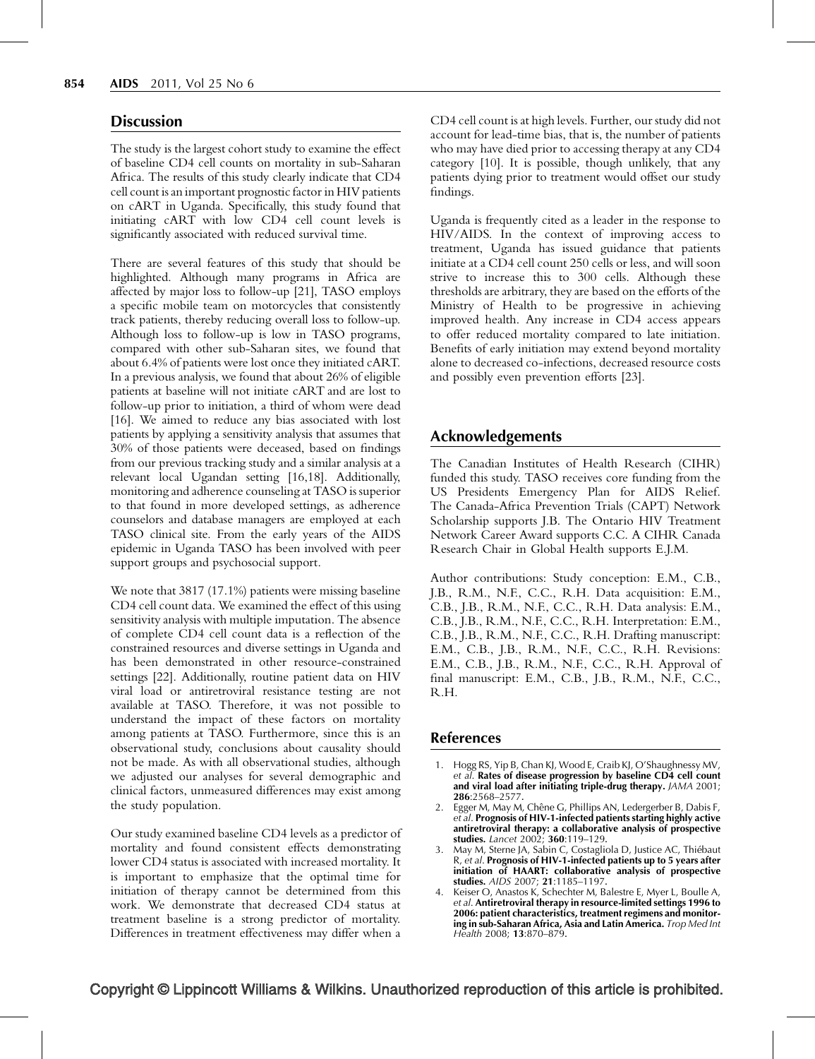## Discussion

The study is the largest cohort study to examine the effect of baseline CD4 cell counts on mortality in sub-Saharan Africa. The results of this study clearly indicate that CD4 cell count is an important prognostic factor in HIV patients on cART in Uganda. Specifically, this study found that initiating cART with low CD4 cell count levels is significantly associated with reduced survival time.

There are several features of this study that should be highlighted. Although many programs in Africa are affected by major loss to follow-up [21], TASO employs a specific mobile team on motorcycles that consistently track patients, thereby reducing overall loss to follow-up. Although loss to follow-up is low in TASO programs, compared with other sub-Saharan sites, we found that about 6.4% of patients were lost once they initiated cART. In a previous analysis, we found that about 26% of eligible patients at baseline will not initiate cART and are lost to follow-up prior to initiation, a third of whom were dead [16]. We aimed to reduce any bias associated with lost patients by applying a sensitivity analysis that assumes that 30% of those patients were deceased, based on findings from our previous tracking study and a similar analysis at a relevant local Ugandan setting [16,18]. Additionally, monitoring and adherence counseling at TASO is superior to that found in more developed settings, as adherence counselors and database managers are employed at each TASO clinical site. From the early years of the AIDS epidemic in Uganda TASO has been involved with peer support groups and psychosocial support.

We note that 3817 (17.1%) patients were missing baseline CD4 cell count data. We examined the effect of this using sensitivity analysis with multiple imputation. The absence of complete CD4 cell count data is a reflection of the constrained resources and diverse settings in Uganda and has been demonstrated in other resource-constrained settings [22]. Additionally, routine patient data on HIV viral load or antiretroviral resistance testing are not available at TASO. Therefore, it was not possible to understand the impact of these factors on mortality among patients at TASO. Furthermore, since this is an observational study, conclusions about causality should not be made. As with all observational studies, although we adjusted our analyses for several demographic and clinical factors, unmeasured differences may exist among the study population.

Our study examined baseline CD4 levels as a predictor of mortality and found consistent effects demonstrating lower CD4 status is associated with increased mortality. It is important to emphasize that the optimal time for initiation of therapy cannot be determined from this work. We demonstrate that decreased CD4 status at treatment baseline is a strong predictor of mortality. Differences in treatment effectiveness may differ when a CD4 cell count is at high levels. Further, our study did not account for lead-time bias, that is, the number of patients who may have died prior to accessing therapy at any CD4 category [10]. It is possible, though unlikely, that any patients dying prior to treatment would offset our study findings.

Uganda is frequently cited as a leader in the response to HIV/AIDS. In the context of improving access to treatment, Uganda has issued guidance that patients initiate at a CD4 cell count 250 cells or less, and will soon strive to increase this to 300 cells. Although these thresholds are arbitrary, they are based on the efforts of the Ministry of Health to be progressive in achieving improved health. Any increase in CD4 access appears to offer reduced mortality compared to late initiation. Benefits of early initiation may extend beyond mortality alone to decreased co-infections, decreased resource costs and possibly even prevention efforts [23].

## Acknowledgements

The Canadian Institutes of Health Research (CIHR) funded this study. TASO receives core funding from the US Presidents Emergency Plan for AIDS Relief. The Canada-Africa Prevention Trials (CAPT) Network Scholarship supports J.B. The Ontario HIV Treatment Network Career Award supports C.C. A CIHR Canada Research Chair in Global Health supports E.J.M.

Author contributions: Study conception: E.M., C.B., J.B., R.M., N.F., C.C., R.H. Data acquisition: E.M., C.B., J.B., R.M., N.F., C.C., R.H. Data analysis: E.M., C.B., J.B., R.M., N.F., C.C., R.H. Interpretation: E.M., C.B., J.B., R.M., N.F., C.C., R.H. Drafting manuscript: E.M., C.B., J.B., R.M., N.F., C.C., R.H. Revisions: E.M., C.B., J.B., R.M., N.F., C.C., R.H. Approval of final manuscript: E.M., C.B., J.B., R.M., N.F., C.C., R.H.

## References

1. Hogg RS, Yip B, Chan KJ, Wood E, Craib KJ, O'Shaughnessy MV, *et al*. **Rates of disease progression by baseline CD4 cell count and viral load after initiating triple-drug therapy.** *JAMA* 2001; **286**:2568–2577.
2. Egger M, May M, Chêne G, Phillips AN, Ledergerber B, Dabis F, *et al*. **Prognosis of HIV-1-infected patients starting highly active antiretroviral therapy: a collaborative analysis of prospective studies.** *Lancet* 2002; **360**:119–129.
3. May M, Sterne JA, Sabin C, Costagliola D, Justice AC, Thiébaut R, *et al*. **Prognosis of HIV-1-infected patients up to 5 years after initiation of HAART: collaborative analysis of prospective studies.** *AIDS* 2007; **21**:1185–1197.
4. Keiser O, Anastos K, Schechter M, Balestre E, Myer L, Boulle A, *et al*. **Antiretroviral therapy in resource-limited settings 1996 to 2006: patient characteristics, treatment regimens and monitoring in sub-Saharan Africa, Asia and Latin America.** *Trop Med Int Health* 2008; **13**:870–879.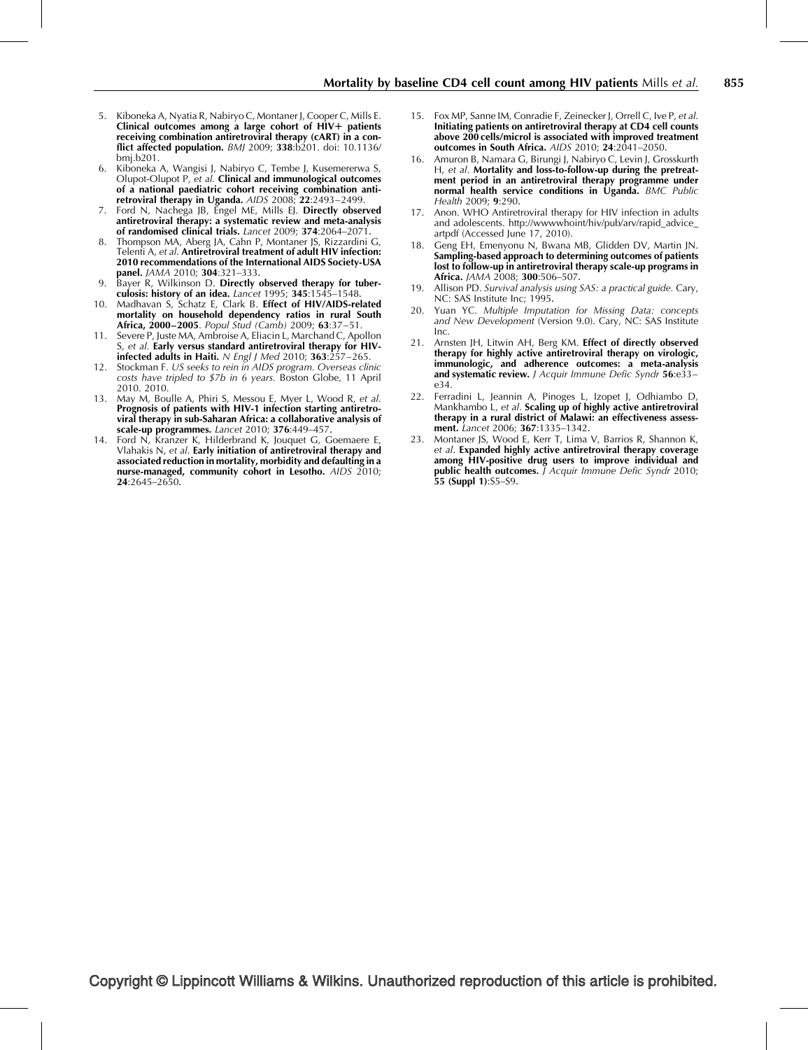5. Kiboneka A, Nyatia R, Nabiryo C, Montaner J, Cooper C, Mills E. **Clinical outcomes among a large cohort of HIV+ patients receiving combination antiretroviral therapy (cART) in a conflict affected population.** *BMJ* 2009; **338**:b201. doi: 10.1136/bmj.b201.
6. Kiboneka A, Wangisi J, Nabiryo C, Tembe J, Kusemererwa S, Olupot-Olupot P, *et al.* **Clinical and immunological outcomes of a national paediatric cohort receiving combination antiretroviral therapy in Uganda.** *AIDS* 2008; **22**:2493–2499.
7. Ford N, Nachega JB, Engel ME, Mills EJ. **Directly observed antiretroviral therapy: a systematic review and meta-analysis of randomised clinical trials.** *Lancet* 2009; **374**:2064–2071.
8. Thompson MA, Aberg JA, Cahn P, Montaner JS, Rizzardini G, Telenti A, *et al.* **Antiretroviral treatment of adult HIV infection: 2010 recommendations of the International AIDS Society-USA panel.** *JAMA* 2010; **304**:321–333.
9. Bayer R, Wilkinson D. **Directly observed therapy for tuberculosis: history of an idea.** *Lancet* 1995; **345**:1545–1548.
10. Madhavan S, Schatz E, Clark B. **Effect of HIV/AIDS-related mortality on household dependency ratios in rural South Africa, 2000–2005**. *Popul Stud (Camb)* 2009; **63**:37–51.
11. Severe P, Juste MA, Ambroise A, Eliacin L, Marchand C, Apollon S, *et al.* **Early versus standard antiretroviral therapy for HIV-infected adults in Haiti.** *N Engl J Med* 2010; **363**:257–265.
12. Stockman F. *US seeks to rein in AIDS program. Overseas clinic costs have tripled to $7b in 6 years.* Boston Globe, 11 April 2010. 2010.
13. May M, Boulle A, Phiri S, Messou E, Myer L, Wood R, *et al.* **Prognosis of patients with HIV-1 infection starting antiretroviral therapy in sub-Saharan Africa: a collaborative analysis of scale-up programmes.** *Lancet* 2010; **376**:449–457.
14. Ford N, Kranzer K, Hilderbrand K, Jouquet G, Goemaere E, Vlahakis N, *et al.* **Early initiation of antiretroviral therapy and associated reduction in mortality, morbidity and defaulting in a nurse-managed, community cohort in Lesotho.** *AIDS* 2010; **24**:2645–2650.
15. Fox MP, Sanne IM, Conradie F, Zeinecker J, Orrell C, Ive P, *et al.* **Initiating patients on antiretroviral therapy at CD4 cell counts above 200 cells/microl is associated with improved treatment outcomes in South Africa.** *AIDS* 2010; **24**:2041–2050.
16. Amuron B, Namara G, Birungi J, Nabiryo C, Levin J, Grosskurth H, *et al.* **Mortality and loss-to-follow-up during the pretreatment period in an antiretroviral therapy programme under normal health service conditions in Uganda.** *BMC Public Health* 2009; **9**:290.
17. Anon. WHO Antiretroviral therapy for HIV infection in adults and adolescents. http://wwwwhoint/hiv/pub/arv/rapid_advice_artpdf (Accessed June 17, 2010).
18. Geng EH, Emenyonu N, Bwana MB, Glidden DV, Martin JN. **Sampling-based approach to determining outcomes of patients lost to follow-up in antiretroviral therapy scale-up programs in Africa.** *JAMA* 2008; **300**:506–507.
19. Allison PD. *Survival analysis using SAS: a practical guide.* Cary, NC: SAS Institute Inc; 1995.
20. Yuan YC. *Multiple Imputation for Missing Data: concepts and New Development* (Version 9.0). Cary, NC: SAS Institute Inc.
21. Arnsten JH, Litwin AH, Berg KM. **Effect of directly observed therapy for highly active antiretroviral therapy on virologic, immunologic, and adherence outcomes: a meta-analysis and systematic review.** *J Acquir Immune Defic Syndr* **56**:e33–e34.
22. Ferradini L, Jeannin A, Pinoges L, Izopet J, Odhiambo D, Mankhambo L, *et al.* **Scaling up of highly active antiretroviral therapy in a rural district of Malawi: an effectiveness assessment.** *Lancet* 2006; **367**:1335–1342.
23. Montaner JS, Wood E, Kerr T, Lima V, Barrios R, Shannon K, *et al.* **Expanded highly active antiretroviral therapy coverage among HIV-positive drug users to improve individual and public health outcomes.** *J Acquir Immune Defic Syndr* 2010; **55 (Suppl 1)**:S5–S9.